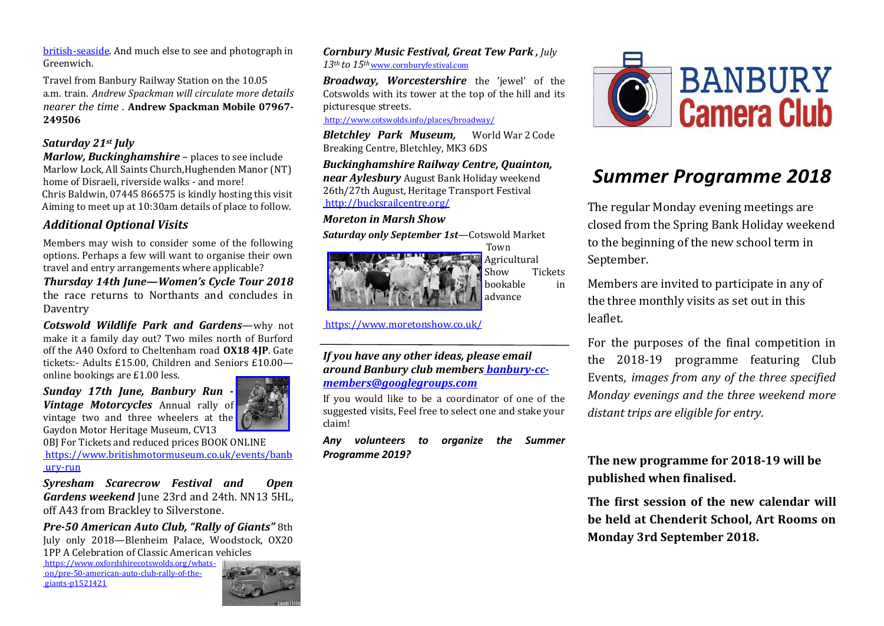[british-seaside](british-seaside). And much else to see and photograph in Greenwich.

Travel from Banbury Railway Station on the 10.05 a.m. train. *Andrew Spackman will circulate more details nearer the time .* **Andrew Spackman Mobile 07967-249506**

### *Saturday 21st July*

***Marlow, Buckinghamshire*** – places to see include Marlow Lock, All Saints Church,Hughenden Manor (NT) home of Disraeli, riverside walks - and more!
Chris Baldwin, 07445 866575 is kindly hosting this visit
Aiming to meet up at 10:30am details of place to follow.

## *Additional Optional Visits*

Members may wish to consider some of the following options. Perhaps a few will want to organise their own travel and entry arrangements where applicable?

***Thursday 14th June—Women's Cycle Tour 2018*** the race returns to Northants and concludes in Daventry

***Cotswold Wildlife Park and Gardens***—why not make it a family day out? Two miles north of Burford off the A40 Oxford to Cheltenham road **OX18 4JP**. Gate tickets:- Adults £15.00, Children and Seniors £10.00—online bookings are £1.00 less.

***Sunday 17th June, Banbury Run - Vintage Motorcycles*** Annual rally of vintage two and three wheelers at the Gaydon Motor Heritage Museum, CV13 0BJ For Tickets and reduced prices BOOK ONLINE https://www.britishmotormuseum.co.uk/events/banbury-run

***Syresham Scarecrow Festival and Open Gardens weekend*** June 23rd and 24th. NN13 5HL, off A43 from Brackley to Silverstone.

***Pre-50 American Auto Club, "Rally of Giants"*** 8th July only 2018—Blenheim Palace, Woodstock, OX20 1PP A Celebration of Classic American vehicles
https://www.oxfordshirecotswolds.org/whats-on/pre-50-american-auto-club-rally-of-the-giants-p1521421

***Cornbury Music Festival, Great Tew Park ,*** *July 13th to 15th* www.cornburyfestival.com

***Broadway, Worcestershire*** the 'jewel' of the Cotswolds with its tower at the top of the hill and its picturesque streets.
http://www.cotswolds.info/places/broadway/

***Bletchley Park Museum,*** World War 2 Code Breaking Centre, Bletchley, MK3 6DS

***Buckinghamshire Railway Centre, Quainton, near Aylesbury*** August Bank Holiday weekend 26th/27th August, Heritage Transport Festival
http://bucksrailcentre.org/

***Moreton in Marsh Show***

***Saturday only September 1st***—Cotswold Market Town Agricultural Show Tickets bookable in advance

https://www.moretonshow.co.uk/

---

***If you have any other ideas, please email around Banbury club members [banbury-cc-members@googlegroups.com](mailto:banbury-cc-members@googlegroups.com)***

If you would like to be a coordinator of one of the suggested visits, Feel free to select one and stake your claim!

***Any volunteers to organize the Summer Programme 2019?***

**BANBURY Camera Club**

# *Summer Programme 2018*

The regular Monday evening meetings are closed from the Spring Bank Holiday weekend to the beginning of the new school term in September.

Members are invited to participate in any of the three monthly visits as set out in this leaflet.

For the purposes of the final competition in the 2018-19 programme featuring Club Events, *images from any of the three specified Monday evenings and the three weekend more distant trips are eligible for entry*.

**The new programme for 2018-19 will be published when finalised.**

**The first session of the new calendar will be held at Chenderit School, Art Rooms on Monday 3rd September 2018.**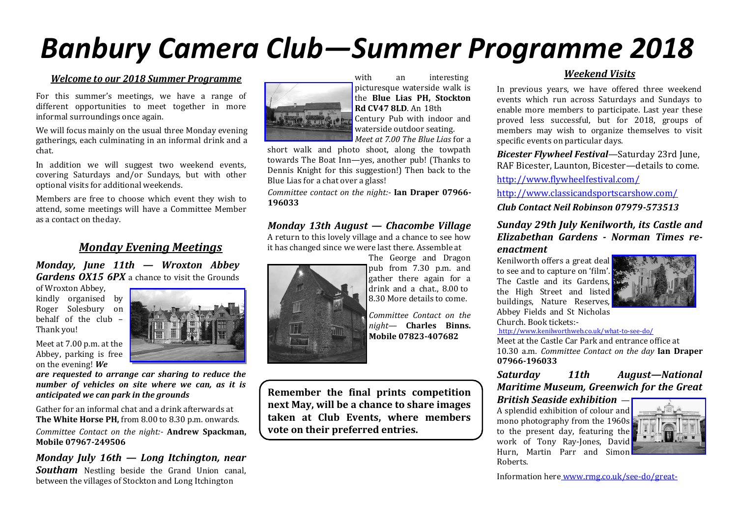# Banbury Camera Club—Summer Programme 2018

### *Welcome to our 2018 Summer Programme*

For this summer's meetings, we have a range of different opportunities to meet together in more informal surroundings once again.

We will focus mainly on the usual three Monday evening gatherings, each culminating in an informal drink and a chat.

In addition we will suggest two weekend events, covering Saturdays and/or Sundays, but with other optional visits for additional weekends.

Members are free to choose which event they wish to attend, some meetings will have a Committee Member as a contact on the day.

## *Monday Evening Meetings*

***Monday, June 11th — Wroxton Abbey Gardens OX15 6PX*** a chance to visit the Grounds of Wroxton Abbey, kindly organised by Roger Solesbury on behalf of the club – Thank you!

Meet at 7.00 p.m. at the Abbey, parking is free on the evening! ***We are requested to arrange car sharing to reduce the number of vehicles on site where we can, as it is anticipated we can park in the grounds***

Gather for an informal chat and a drink afterwards at **The White Horse PH,** from 8.00 to 8.30 p.m. onwards.

*Committee Contact on the night:-* **Andrew Spackman, Mobile 07967-249506**

***Monday July 16th — Long Itchington, near Southam*** Nestling beside the Grand Union canal, between the villages of Stockton and Long Itchington with an interesting picturesque waterside walk is the **Blue Lias PH, Stockton Rd CV47 8LD**. An 18th Century Pub with indoor and waterside outdoor seating.

*Meet at 7.00 The Blue Lias* for a short walk and photo shoot, along the towpath towards The Boat Inn—yes, another pub! (Thanks to Dennis Knight for this suggestion!) Then back to the Blue Lias for a chat over a glass!

*Committee contact on the night:-* **Ian Draper 07966-196033**

***Monday 13th August — Chacombe Village***

A return to this lovely village and a chance to see how it has changed since we were last there. Assemble at The George and Dragon pub from 7.30 p.m. and gather there again for a drink and a chat., 8.00 to 8.30 More details to come.

*Committee Contact on the night*— **Charles Binns. Mobile 07823-407682**

**Remember the final prints competition next May, will be a chance to share images taken at Club Events, where members vote on their preferred entries.**

### *Weekend Visits*

In previous years, we have offered three weekend events which run across Saturdays and Sundays to enable more members to participate. Last year these proved less successful, but for 2018, groups of members may wish to organize themselves to visit specific events on particular days.

***Bicester Flywheel Festival***—Saturday 23rd June, RAF Bicester, Launton, Bicester—details to come.

http://www.flywheelfestival.com/

http://www.classicandsportscarshow.com/

***Club Contact Neil Robinson 07979-573513***

***Sunday 29th July Kenilworth, its Castle and Elizabethan Gardens - Norman Times re-enactment***

Kenilworth offers a great deal to see and to capture on 'film'. The Castle and its Gardens, the High Street and listed buildings, Nature Reserves, Abbey Fields and St Nicholas Church. Book tickets:-

http://www.kenilworthweb.co.uk/what-to-see-do/

Meet at the Castle Car Park and entrance office at 10.30 a.m. *Committee Contact on the day* **Ian Draper 07966-196033**

***Saturday 11th August—National Maritime Museum, Greenwich for the Great British Seaside exhibition*** —

A splendid exhibition of colour and mono photography from the 1960s to the present day, featuring the work of Tony Ray-Jones, David Hurn, Martin Parr and Simon Roberts.

Information here www.rmg.co.uk/see-do/great-